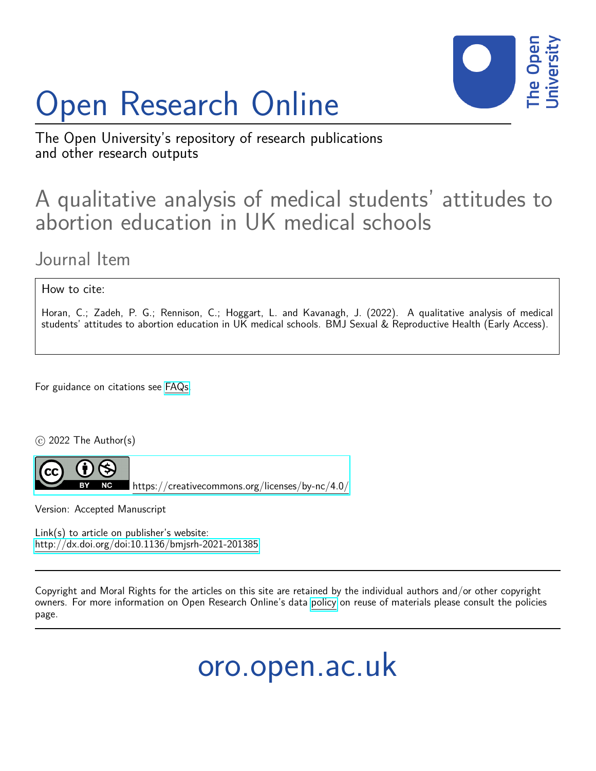# Open Research Online

The Open University's repository of research publications and other research outputs

## A qualitative analysis of medical students' attitudes to abortion education in UK medical schools

Journal Item

How to cite:

Horan, C.; Zadeh, P. G.; Rennison, C.; Hoggart, L. and Kavanagh, J. (2022). A qualitative analysis of medical students' attitudes to abortion education in UK medical schools. BMJ Sexual & Reproductive Health (Early Access).

For guidance on citations see FAQs.

© 2022 The Author(s)

https://creativecommons.org/licenses/by-nc/4.0/

Version: Accepted Manuscript

Link(s) to article on publisher's website:
http://dx.doi.org/doi:10.1136/bmjsrh-2021-201385

Copyright and Moral Rights for the articles on this site are retained by the individual authors and/or other copyright owners. For more information on Open Research Online's data policy on reuse of materials please consult the policies page.

oro.open.ac.uk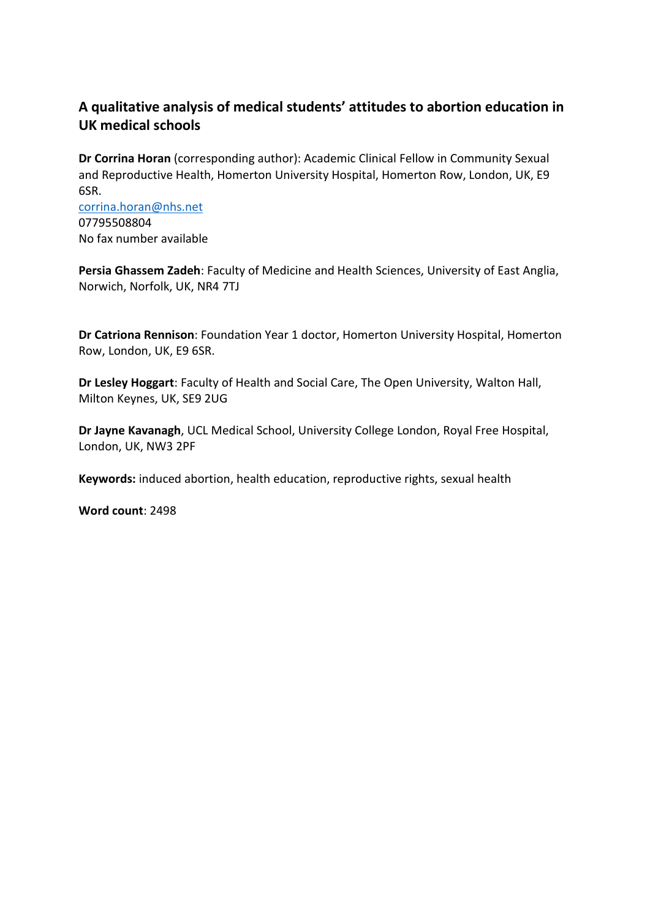## A qualitative analysis of medical students' attitudes to abortion education in UK medical schools

**Dr Corrina Horan** (corresponding author): Academic Clinical Fellow in Community Sexual and Reproductive Health, Homerton University Hospital, Homerton Row, London, UK, E9 6SR.
corrina.horan@nhs.net
07795508804
No fax number available

**Persia Ghassem Zadeh**: Faculty of Medicine and Health Sciences, University of East Anglia, Norwich, Norfolk, UK, NR4 7TJ

**Dr Catriona Rennison**: Foundation Year 1 doctor, Homerton University Hospital, Homerton Row, London, UK, E9 6SR.

**Dr Lesley Hoggart**: Faculty of Health and Social Care, The Open University, Walton Hall, Milton Keynes, UK, SE9 2UG

**Dr Jayne Kavanagh**, UCL Medical School, University College London, Royal Free Hospital, London, UK, NW3 2PF

**Keywords:** induced abortion, health education, reproductive rights, sexual health

**Word count**: 2498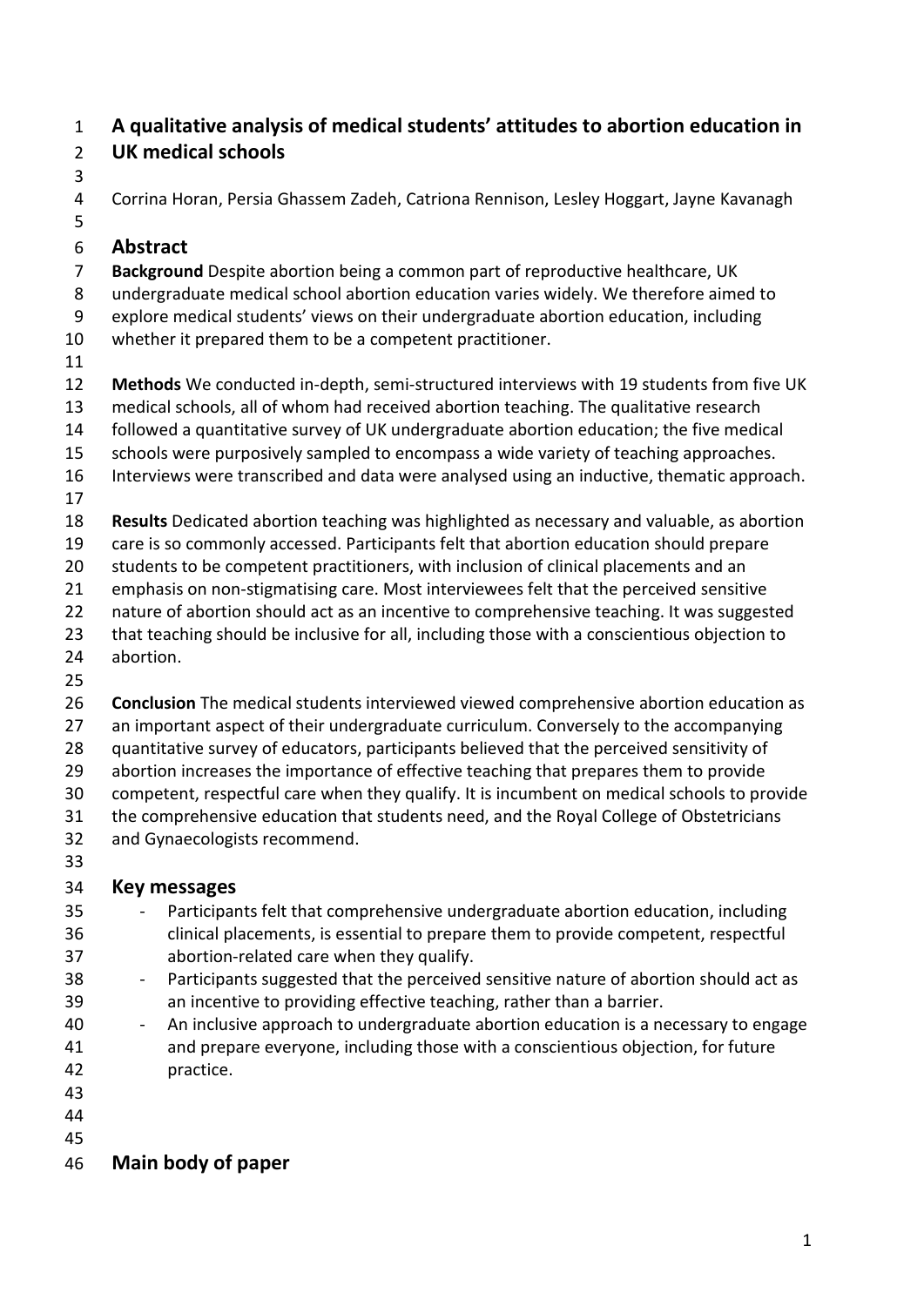# A qualitative analysis of medical students' attitudes to abortion education in UK medical schools

Corrina Horan, Persia Ghassem Zadeh, Catriona Rennison, Lesley Hoggart, Jayne Kavanagh

## Abstract

**Background** Despite abortion being a common part of reproductive healthcare, UK undergraduate medical school abortion education varies widely. We therefore aimed to explore medical students' views on their undergraduate abortion education, including whether it prepared them to be a competent practitioner.

**Methods** We conducted in-depth, semi-structured interviews with 19 students from five UK medical schools, all of whom had received abortion teaching. The qualitative research followed a quantitative survey of UK undergraduate abortion education; the five medical schools were purposively sampled to encompass a wide variety of teaching approaches. Interviews were transcribed and data were analysed using an inductive, thematic approach.

**Results** Dedicated abortion teaching was highlighted as necessary and valuable, as abortion care is so commonly accessed. Participants felt that abortion education should prepare students to be competent practitioners, with inclusion of clinical placements and an emphasis on non-stigmatising care. Most interviewees felt that the perceived sensitive nature of abortion should act as an incentive to comprehensive teaching. It was suggested that teaching should be inclusive for all, including those with a conscientious objection to abortion.

**Conclusion** The medical students interviewed viewed comprehensive abortion education as an important aspect of their undergraduate curriculum. Conversely to the accompanying quantitative survey of educators, participants believed that the perceived sensitivity of abortion increases the importance of effective teaching that prepares them to provide competent, respectful care when they qualify. It is incumbent on medical schools to provide the comprehensive education that students need, and the Royal College of Obstetricians and Gynaecologists recommend.

## Key messages

- Participants felt that comprehensive undergraduate abortion education, including clinical placements, is essential to prepare them to provide competent, respectful abortion-related care when they qualify.
- Participants suggested that the perceived sensitive nature of abortion should act as an incentive to providing effective teaching, rather than a barrier.
- An inclusive approach to undergraduate abortion education is a necessary to engage and prepare everyone, including those with a conscientious objection, for future practice.

## Main body of paper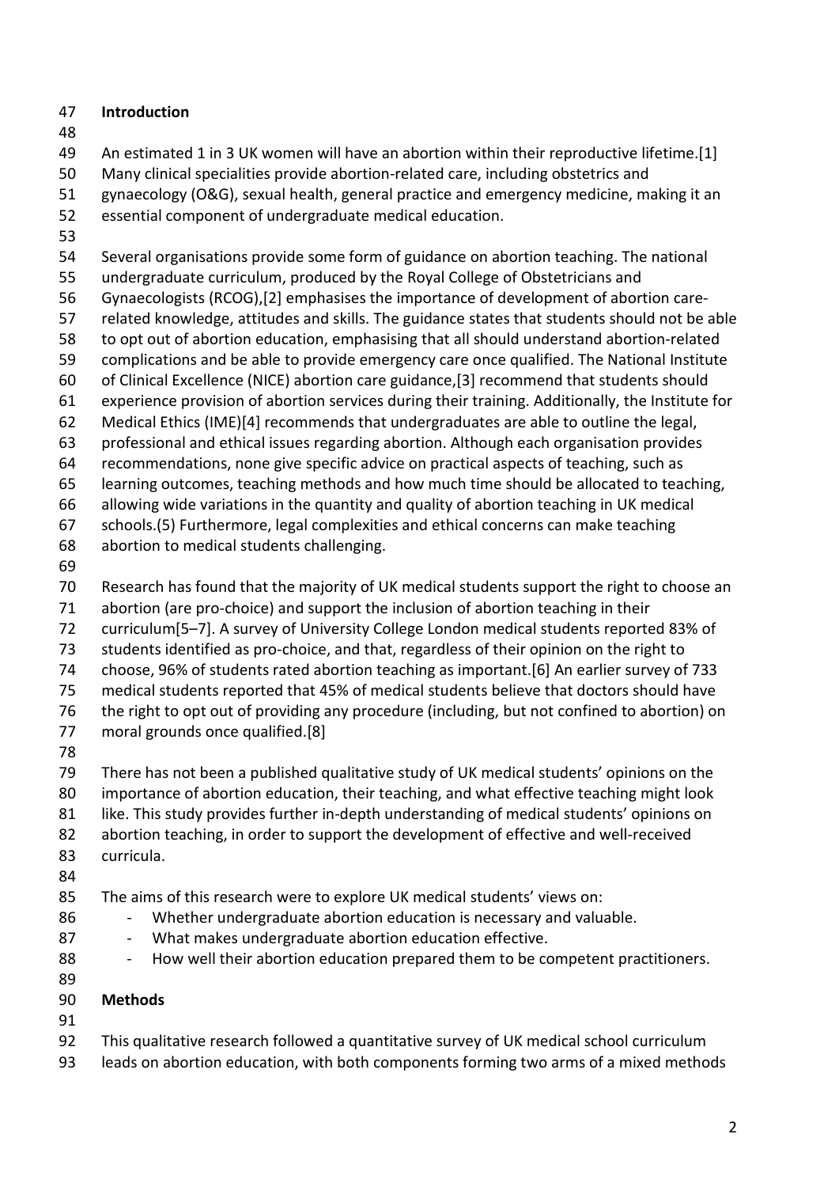## Introduction

An estimated 1 in 3 UK women will have an abortion within their reproductive lifetime.[1] Many clinical specialities provide abortion-related care, including obstetrics and gynaecology (O&G), sexual health, general practice and emergency medicine, making it an essential component of undergraduate medical education.

Several organisations provide some form of guidance on abortion teaching. The national undergraduate curriculum, produced by the Royal College of Obstetricians and Gynaecologists (RCOG),[2] emphasises the importance of development of abortion care-related knowledge, attitudes and skills. The guidance states that students should not be able to opt out of abortion education, emphasising that all should understand abortion-related complications and be able to provide emergency care once qualified. The National Institute of Clinical Excellence (NICE) abortion care guidance,[3] recommend that students should experience provision of abortion services during their training. Additionally, the Institute for Medical Ethics (IME)[4] recommends that undergraduates are able to outline the legal, professional and ethical issues regarding abortion. Although each organisation provides recommendations, none give specific advice on practical aspects of teaching, such as learning outcomes, teaching methods and how much time should be allocated to teaching, allowing wide variations in the quantity and quality of abortion teaching in UK medical schools.(5) Furthermore, legal complexities and ethical concerns can make teaching abortion to medical students challenging.

Research has found that the majority of UK medical students support the right to choose an abortion (are pro-choice) and support the inclusion of abortion teaching in their curriculum[5–7]. A survey of University College London medical students reported 83% of students identified as pro-choice, and that, regardless of their opinion on the right to choose, 96% of students rated abortion teaching as important.[6] An earlier survey of 733 medical students reported that 45% of medical students believe that doctors should have the right to opt out of providing any procedure (including, but not confined to abortion) on moral grounds once qualified.[8]

There has not been a published qualitative study of UK medical students' opinions on the importance of abortion education, their teaching, and what effective teaching might look like. This study provides further in-depth understanding of medical students' opinions on abortion teaching, in order to support the development of effective and well-received curricula.

The aims of this research were to explore UK medical students' views on:

- Whether undergraduate abortion education is necessary and valuable.
- What makes undergraduate abortion education effective.
- How well their abortion education prepared them to be competent practitioners.

## Methods

This qualitative research followed a quantitative survey of UK medical school curriculum leads on abortion education, with both components forming two arms of a mixed methods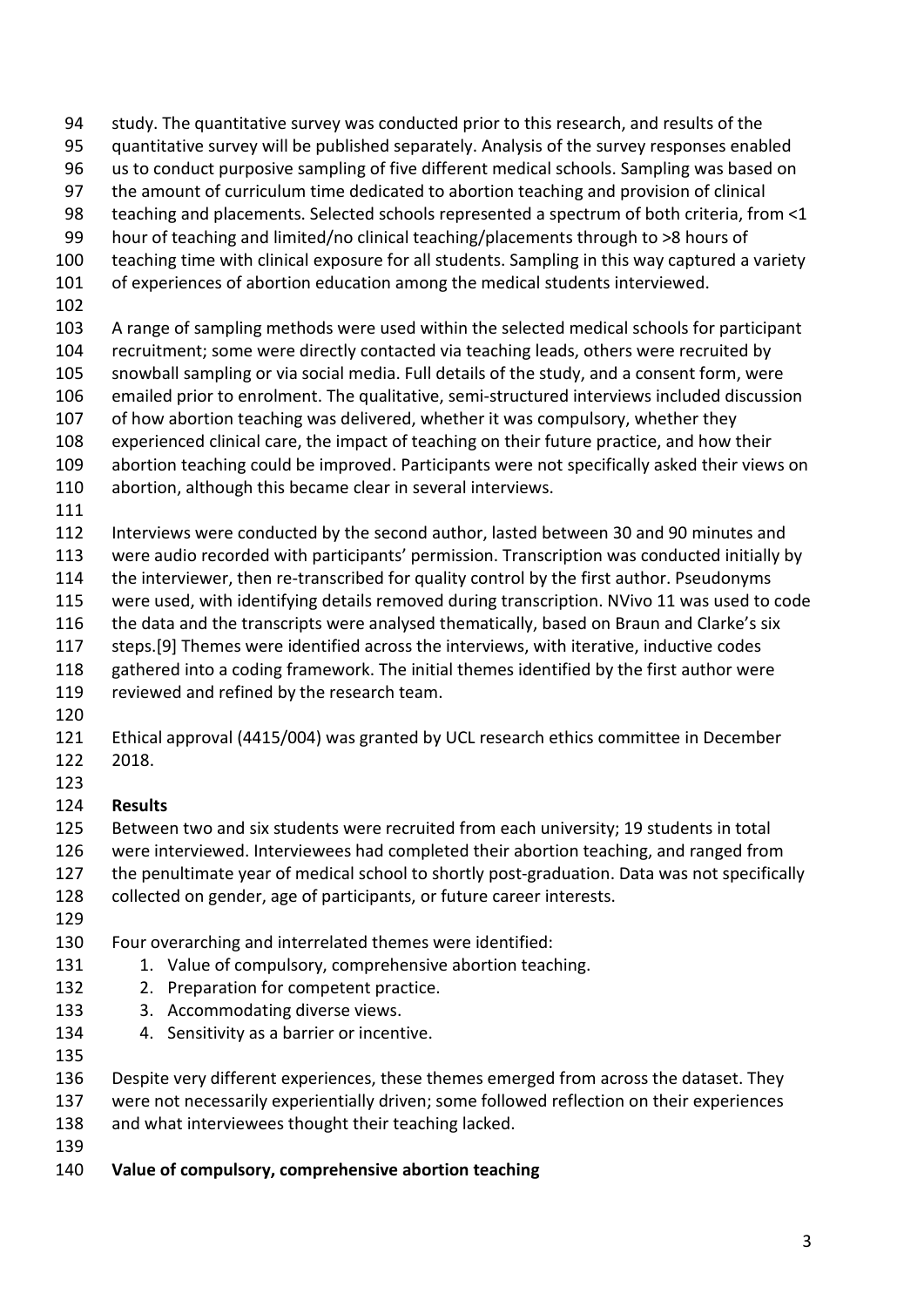study. The quantitative survey was conducted prior to this research, and results of the quantitative survey will be published separately. Analysis of the survey responses enabled us to conduct purposive sampling of five different medical schools. Sampling was based on the amount of curriculum time dedicated to abortion teaching and provision of clinical teaching and placements. Selected schools represented a spectrum of both criteria, from <1 hour of teaching and limited/no clinical teaching/placements through to >8 hours of teaching time with clinical exposure for all students. Sampling in this way captured a variety of experiences of abortion education among the medical students interviewed.

A range of sampling methods were used within the selected medical schools for participant recruitment; some were directly contacted via teaching leads, others were recruited by snowball sampling or via social media. Full details of the study, and a consent form, were emailed prior to enrolment. The qualitative, semi-structured interviews included discussion of how abortion teaching was delivered, whether it was compulsory, whether they experienced clinical care, the impact of teaching on their future practice, and how their abortion teaching could be improved. Participants were not specifically asked their views on abortion, although this became clear in several interviews.

Interviews were conducted by the second author, lasted between 30 and 90 minutes and were audio recorded with participants' permission. Transcription was conducted initially by the interviewer, then re-transcribed for quality control by the first author. Pseudonyms were used, with identifying details removed during transcription. NVivo 11 was used to code the data and the transcripts were analysed thematically, based on Braun and Clarke's six steps.[9] Themes were identified across the interviews, with iterative, inductive codes gathered into a coding framework. The initial themes identified by the first author were reviewed and refined by the research team.

Ethical approval (4415/004) was granted by UCL research ethics committee in December 2018.

## Results

Between two and six students were recruited from each university; 19 students in total were interviewed. Interviewees had completed their abortion teaching, and ranged from the penultimate year of medical school to shortly post-graduation. Data was not specifically collected on gender, age of participants, or future career interests.

Four overarching and interrelated themes were identified:

1. Value of compulsory, comprehensive abortion teaching.
2. Preparation for competent practice.
3. Accommodating diverse views.
4. Sensitivity as a barrier or incentive.

Despite very different experiences, these themes emerged from across the dataset. They were not necessarily experientially driven; some followed reflection on their experiences and what interviewees thought their teaching lacked.

### Value of compulsory, comprehensive abortion teaching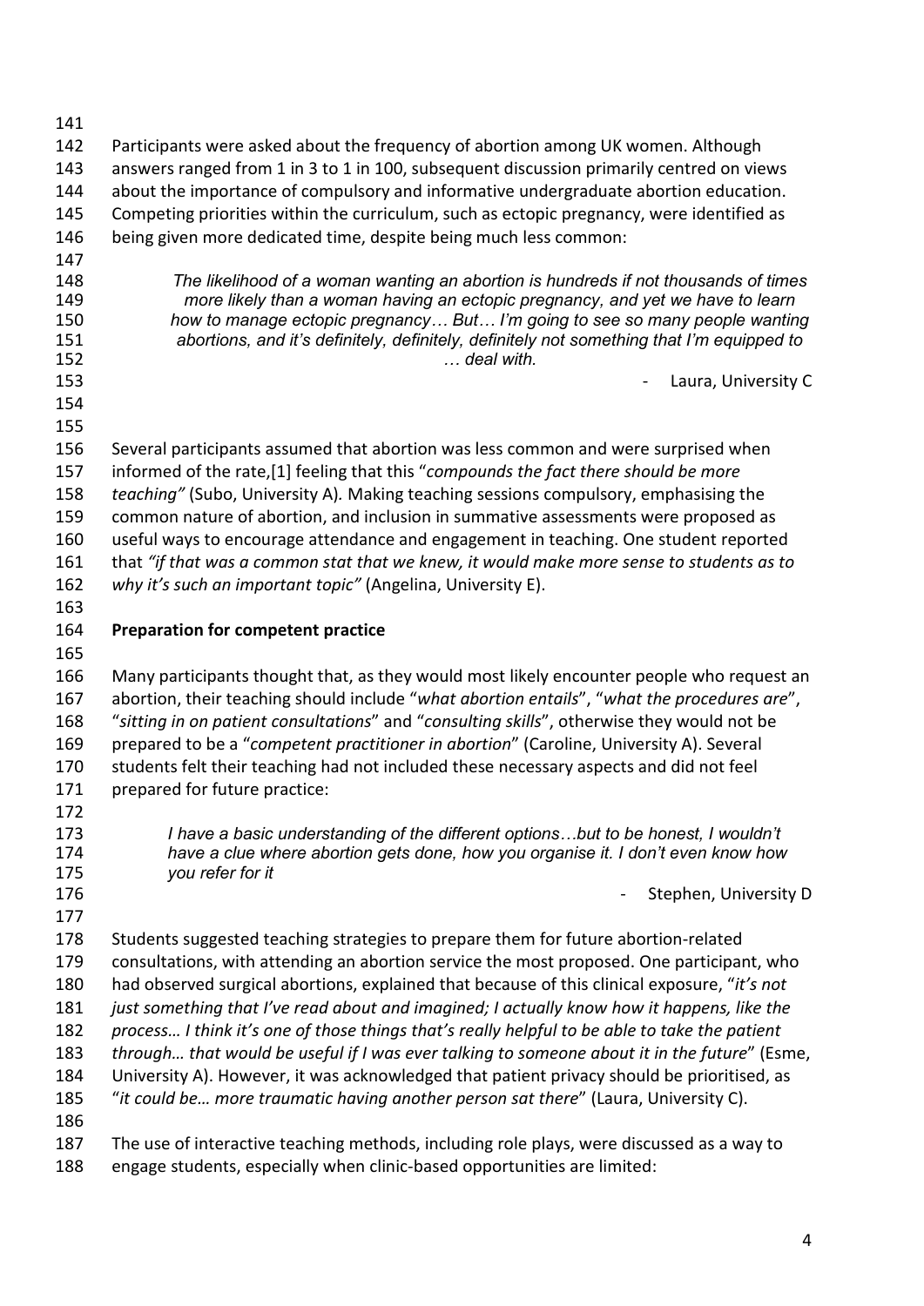Participants were asked about the frequency of abortion among UK women. Although answers ranged from 1 in 3 to 1 in 100, subsequent discussion primarily centred on views about the importance of compulsory and informative undergraduate abortion education. Competing priorities within the curriculum, such as ectopic pregnancy, were identified as being given more dedicated time, despite being much less common:

> *The likelihood of a woman wanting an abortion is hundreds if not thousands of times more likely than a woman having an ectopic pregnancy, and yet we have to learn how to manage ectopic pregnancy… But… I'm going to see so many people wanting abortions, and it's definitely, definitely, definitely not something that I'm equipped to … deal with.*
>
> \- Laura, University C

Several participants assumed that abortion was less common and were surprised when informed of the rate,[1] feeling that this "*compounds the fact there should be more teaching"* (Subo, University A). Making teaching sessions compulsory, emphasising the common nature of abortion, and inclusion in summative assessments were proposed as useful ways to encourage attendance and engagement in teaching. One student reported that *"if that was a common stat that we knew, it would make more sense to students as to why it's such an important topic"* (Angelina, University E).

## Preparation for competent practice

Many participants thought that, as they would most likely encounter people who request an abortion, their teaching should include "*what abortion entails*", "*what the procedures are*", "*sitting in on patient consultations*" and "*consulting skills*", otherwise they would not be prepared to be a "*competent practitioner in abortion*" (Caroline, University A). Several students felt their teaching had not included these necessary aspects and did not feel prepared for future practice:

> *I have a basic understanding of the different options…but to be honest, I wouldn't have a clue where abortion gets done, how you organise it. I don't even know how you refer for it*
>
> \- Stephen, University D

Students suggested teaching strategies to prepare them for future abortion-related consultations, with attending an abortion service the most proposed. One participant, who had observed surgical abortions, explained that because of this clinical exposure, "*it's not just something that I've read about and imagined; I actually know how it happens, like the process… I think it's one of those things that's really helpful to be able to take the patient through… that would be useful if I was ever talking to someone about it in the future*" (Esme, University A). However, it was acknowledged that patient privacy should be prioritised, as "*it could be… more traumatic having another person sat there*" (Laura, University C).

The use of interactive teaching methods, including role plays, were discussed as a way to engage students, especially when clinic-based opportunities are limited: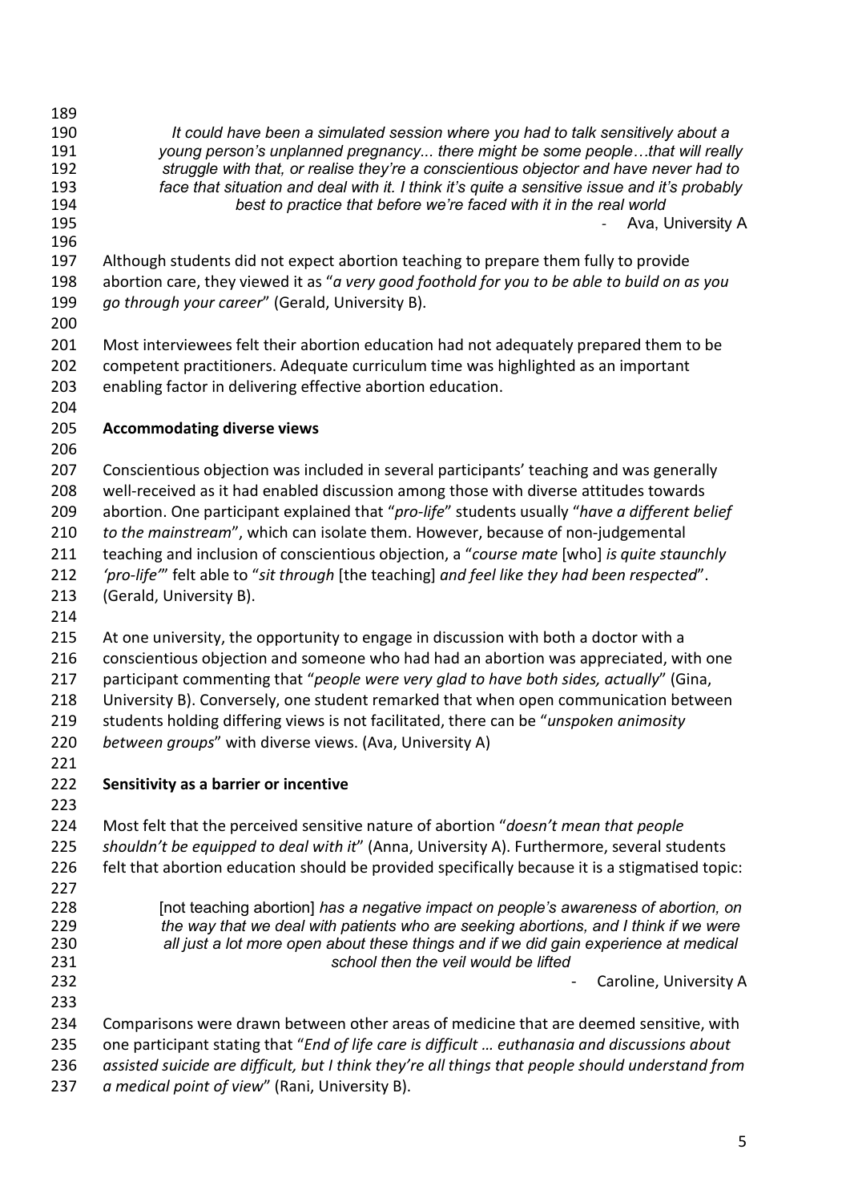> *It could have been a simulated session where you had to talk sensitively about a young person's unplanned pregnancy... there might be some people…that will really struggle with that, or realise they're a conscientious objector and have never had to face that situation and deal with it. I think it's quite a sensitive issue and it's probably best to practice that before we're faced with it in the real world*
>
> \- Ava, University A

Although students did not expect abortion teaching to prepare them fully to provide abortion care, they viewed it as "*a very good foothold for you to be able to build on as you go through your career*" (Gerald, University B).

Most interviewees felt their abortion education had not adequately prepared them to be competent practitioners. Adequate curriculum time was highlighted as an important enabling factor in delivering effective abortion education.

**Accommodating diverse views**

Conscientious objection was included in several participants' teaching and was generally well-received as it had enabled discussion among those with diverse attitudes towards abortion. One participant explained that "*pro-life*" students usually "*have a different belief to the mainstream*", which can isolate them. However, because of non-judgemental teaching and inclusion of conscientious objection, a "*course mate* [who] *is quite staunchly 'pro-life'*" felt able to "*sit through* [the teaching] *and feel like they had been respected*". (Gerald, University B).

At one university, the opportunity to engage in discussion with both a doctor with a conscientious objection and someone who had had an abortion was appreciated, with one participant commenting that "*people were very glad to have both sides, actually*" (Gina, University B). Conversely, one student remarked that when open communication between students holding differing views is not facilitated, there can be "*unspoken animosity between groups*" with diverse views. (Ava, University A)

**Sensitivity as a barrier or incentive**

Most felt that the perceived sensitive nature of abortion "*doesn't mean that people shouldn't be equipped to deal with it*" (Anna, University A). Furthermore, several students felt that abortion education should be provided specifically because it is a stigmatised topic:

> [not teaching abortion] *has a negative impact on people's awareness of abortion, on the way that we deal with patients who are seeking abortions, and I think if we were all just a lot more open about these things and if we did gain experience at medical school then the veil would be lifted*
>
> \- Caroline, University A

Comparisons were drawn between other areas of medicine that are deemed sensitive, with one participant stating that "*End of life care is difficult … euthanasia and discussions about assisted suicide are difficult, but I think they're all things that people should understand from a medical point of view*" (Rani, University B).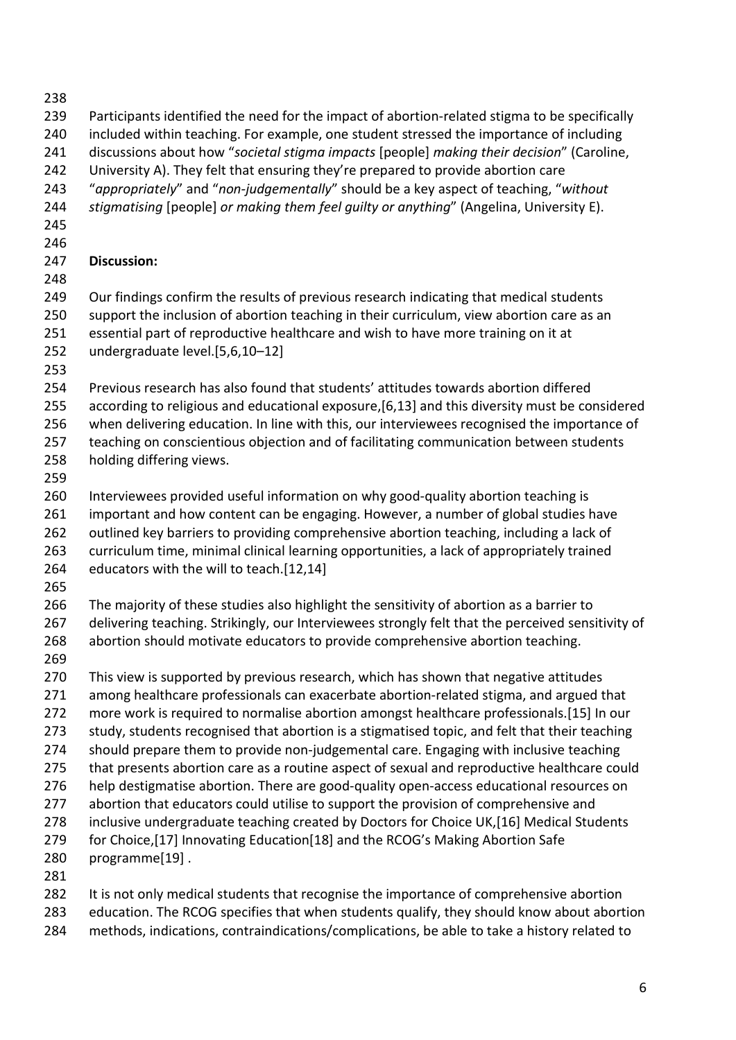Participants identified the need for the impact of abortion-related stigma to be specifically included within teaching. For example, one student stressed the importance of including discussions about how "*societal stigma impacts* [people] *making their decision*" (Caroline, University A). They felt that ensuring they're prepared to provide abortion care "*appropriately*" and "*non-judgementally*" should be a key aspect of teaching, "*without stigmatising* [people] *or making them feel guilty or anything*" (Angelina, University E).

**Discussion:**

Our findings confirm the results of previous research indicating that medical students support the inclusion of abortion teaching in their curriculum, view abortion care as an essential part of reproductive healthcare and wish to have more training on it at undergraduate level.[5,6,10–12]

Previous research has also found that students' attitudes towards abortion differed according to religious and educational exposure,[6,13] and this diversity must be considered when delivering education. In line with this, our interviewees recognised the importance of teaching on conscientious objection and of facilitating communication between students holding differing views.

Interviewees provided useful information on why good-quality abortion teaching is important and how content can be engaging. However, a number of global studies have outlined key barriers to providing comprehensive abortion teaching, including a lack of curriculum time, minimal clinical learning opportunities, a lack of appropriately trained educators with the will to teach.[12,14]

The majority of these studies also highlight the sensitivity of abortion as a barrier to delivering teaching. Strikingly, our Interviewees strongly felt that the perceived sensitivity of abortion should motivate educators to provide comprehensive abortion teaching.

This view is supported by previous research, which has shown that negative attitudes among healthcare professionals can exacerbate abortion-related stigma, and argued that more work is required to normalise abortion amongst healthcare professionals.[15] In our study, students recognised that abortion is a stigmatised topic, and felt that their teaching should prepare them to provide non-judgemental care. Engaging with inclusive teaching that presents abortion care as a routine aspect of sexual and reproductive healthcare could help destigmatise abortion. There are good-quality open-access educational resources on abortion that educators could utilise to support the provision of comprehensive and inclusive undergraduate teaching created by Doctors for Choice UK,[16] Medical Students for Choice,[17] Innovating Education[18] and the RCOG's Making Abortion Safe programme[19] .

It is not only medical students that recognise the importance of comprehensive abortion education. The RCOG specifies that when students qualify, they should know about abortion methods, indications, contraindications/complications, be able to take a history related to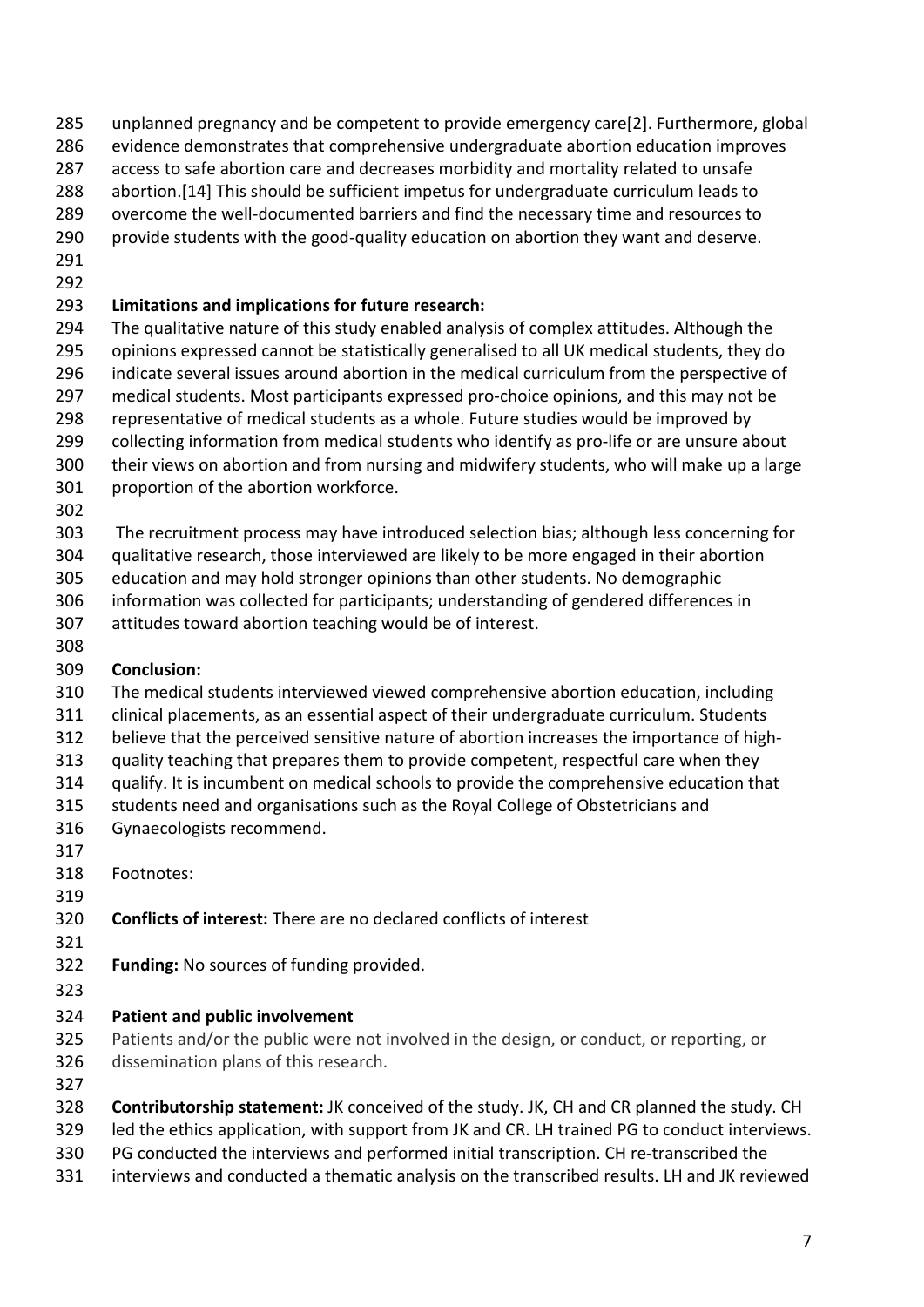unplanned pregnancy and be competent to provide emergency care[2]. Furthermore, global evidence demonstrates that comprehensive undergraduate abortion education improves access to safe abortion care and decreases morbidity and mortality related to unsafe abortion.[14] This should be sufficient impetus for undergraduate curriculum leads to overcome the well-documented barriers and find the necessary time and resources to provide students with the good-quality education on abortion they want and deserve.

## Limitations and implications for future research:

The qualitative nature of this study enabled analysis of complex attitudes. Although the opinions expressed cannot be statistically generalised to all UK medical students, they do indicate several issues around abortion in the medical curriculum from the perspective of medical students. Most participants expressed pro-choice opinions, and this may not be representative of medical students as a whole. Future studies would be improved by collecting information from medical students who identify as pro-life or are unsure about their views on abortion and from nursing and midwifery students, who will make up a large proportion of the abortion workforce.

The recruitment process may have introduced selection bias; although less concerning for qualitative research, those interviewed are likely to be more engaged in their abortion education and may hold stronger opinions than other students. No demographic information was collected for participants; understanding of gendered differences in attitudes toward abortion teaching would be of interest.

## Conclusion:

The medical students interviewed viewed comprehensive abortion education, including clinical placements, as an essential aspect of their undergraduate curriculum. Students believe that the perceived sensitive nature of abortion increases the importance of high-quality teaching that prepares them to provide competent, respectful care when they qualify. It is incumbent on medical schools to provide the comprehensive education that students need and organisations such as the Royal College of Obstetricians and Gynaecologists recommend.

Footnotes:

**Conflicts of interest:** There are no declared conflicts of interest

**Funding:** No sources of funding provided.

**Patient and public involvement**

Patients and/or the public were not involved in the design, or conduct, or reporting, or dissemination plans of this research.

**Contributorship statement:** JK conceived of the study. JK, CH and CR planned the study. CH led the ethics application, with support from JK and CR. LH trained PG to conduct interviews. PG conducted the interviews and performed initial transcription. CH re-transcribed the interviews and conducted a thematic analysis on the transcribed results. LH and JK reviewed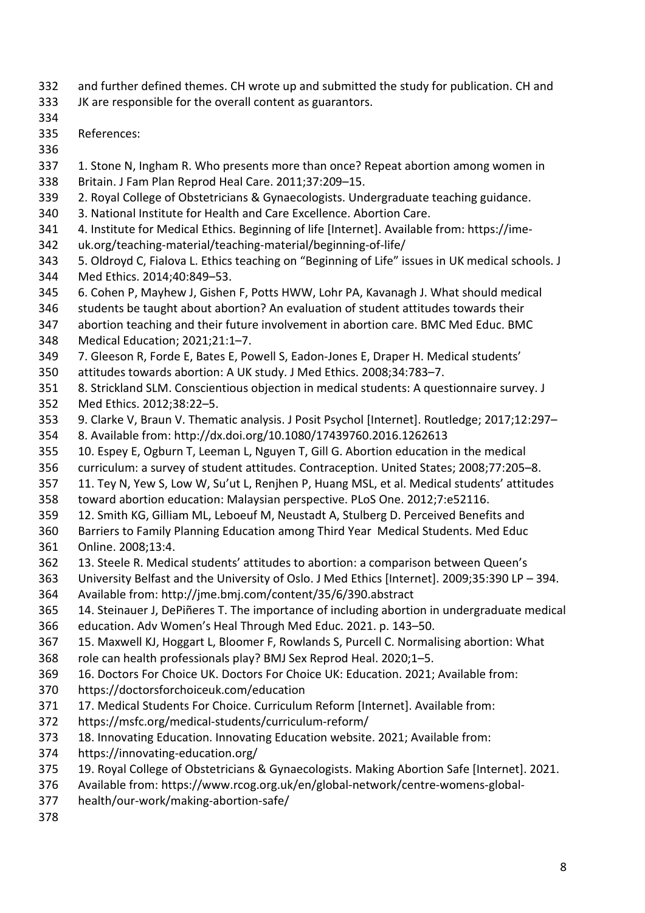and further defined themes. CH wrote up and submitted the study for publication. CH and JK are responsible for the overall content as guarantors.

References:

1. Stone N, Ingham R. Who presents more than once? Repeat abortion among women in Britain. J Fam Plan Reprod Heal Care. 2011;37:209–15.
2. Royal College of Obstetricians & Gynaecologists. Undergraduate teaching guidance.
3. National Institute for Health and Care Excellence. Abortion Care.
4. Institute for Medical Ethics. Beginning of life [Internet]. Available from: https://ime-uk.org/teaching-material/teaching-material/beginning-of-life/
5. Oldroyd C, Fialova L. Ethics teaching on "Beginning of Life" issues in UK medical schools. J Med Ethics. 2014;40:849–53.
6. Cohen P, Mayhew J, Gishen F, Potts HWW, Lohr PA, Kavanagh J. What should medical students be taught about abortion? An evaluation of student attitudes towards their abortion teaching and their future involvement in abortion care. BMC Med Educ. BMC Medical Education; 2021;21:1–7.
7. Gleeson R, Forde E, Bates E, Powell S, Eadon-Jones E, Draper H. Medical students' attitudes towards abortion: A UK study. J Med Ethics. 2008;34:783–7.
8. Strickland SLM. Conscientious objection in medical students: A questionnaire survey. J Med Ethics. 2012;38:22–5.
9. Clarke V, Braun V. Thematic analysis. J Posit Psychol [Internet]. Routledge; 2017;12:297–8. Available from: http://dx.doi.org/10.1080/17439760.2016.1262613
10. Espey E, Ogburn T, Leeman L, Nguyen T, Gill G. Abortion education in the medical curriculum: a survey of student attitudes. Contraception. United States; 2008;77:205–8.
11. Tey N, Yew S, Su'ut L, Renjhen P, Huang MSL, et al. Medical students' attitudes toward abortion education: Malaysian perspective. PLoS One. 2012;7:e52116.
12. Smith KG, Gilliam ML, Leboeuf M, Neustadt A, Stulberg D. Perceived Benefits and Barriers to Family Planning Education among Third Year Medical Students. Med Educ Online. 2008;13:4.
13. Steele R. Medical students' attitudes to abortion: a comparison between Queen's University Belfast and the University of Oslo. J Med Ethics [Internet]. 2009;35:390 LP – 394. Available from: http://jme.bmj.com/content/35/6/390.abstract
14. Steinauer J, DePiñeres T. The importance of including abortion in undergraduate medical education. Adv Women's Heal Through Med Educ. 2021. p. 143–50.
15. Maxwell KJ, Hoggart L, Bloomer F, Rowlands S, Purcell C. Normalising abortion: What role can health professionals play? BMJ Sex Reprod Heal. 2020;1–5.
16. Doctors For Choice UK. Doctors For Choice UK: Education. 2021; Available from: https://doctorsforchoiceuk.com/education
17. Medical Students For Choice. Curriculum Reform [Internet]. Available from: https://msfc.org/medical-students/curriculum-reform/
18. Innovating Education. Innovating Education website. 2021; Available from: https://innovating-education.org/
19. Royal College of Obstetricians & Gynaecologists. Making Abortion Safe [Internet]. 2021. Available from: https://www.rcog.org.uk/en/global-network/centre-womens-global-health/our-work/making-abortion-safe/